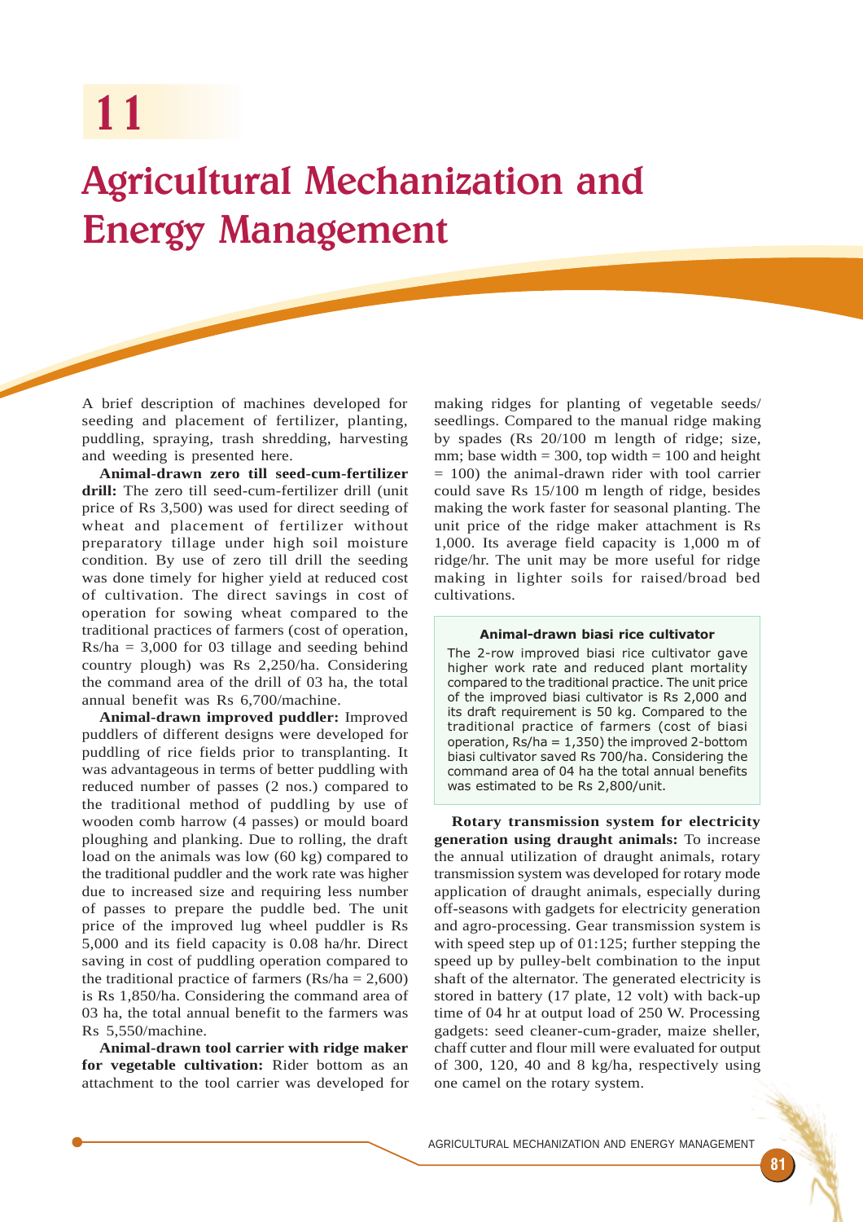# 11

# Agricultural Mechanization and Energy Management

A brief description of machines developed for seeding and placement of fertilizer, planting, puddling, spraying, trash shredding, harvesting and weeding is presented here.

**Animal-drawn zero till seed-cum-fertilizer drill:** The zero till seed-cum-fertilizer drill (unit price of Rs 3,500) was used for direct seeding of wheat and placement of fertilizer without preparatory tillage under high soil moisture condition. By use of zero till drill the seeding was done timely for higher yield at reduced cost of cultivation. The direct savings in cost of operation for sowing wheat compared to the traditional practices of farmers (cost of operation, Rs/ha = 3,000 for 03 tillage and seeding behind country plough) was Rs 2,250/ha. Considering the command area of the drill of 03 ha, the total annual benefit was Rs 6,700/machine.

**Animal-drawn improved puddler:** Improved puddlers of different designs were developed for puddling of rice fields prior to transplanting. It was advantageous in terms of better puddling with reduced number of passes (2 nos.) compared to the traditional method of puddling by use of wooden comb harrow (4 passes) or mould board ploughing and planking. Due to rolling, the draft load on the animals was low (60 kg) compared to the traditional puddler and the work rate was higher due to increased size and requiring less number of passes to prepare the puddle bed. The unit price of the improved lug wheel puddler is Rs 5,000 and its field capacity is 0.08 ha/hr. Direct saving in cost of puddling operation compared to the traditional practice of farmers (Rs/ha = 2,600) is Rs 1,850/ha. Considering the command area of 03 ha, the total annual benefit to the farmers was Rs 5,550/machine.

**Animal-drawn tool carrier with ridge maker for vegetable cultivation:** Rider bottom as an attachment to the tool carrier was developed for making ridges for planting of vegetable seeds/ seedlings. Compared to the manual ridge making by spades (Rs 20/100 m length of ridge; size, mm; base width = 300, top width = 100 and height = 100) the animal-drawn rider with tool carrier could save Rs 15/100 m length of ridge, besides making the work faster for seasonal planting. The unit price of the ridge maker attachment is Rs 1,000. Its average field capacity is 1,000 m of ridge/hr. The unit may be more useful for ridge making in lighter soils for raised/broad bed cultivations.

**Animal-drawn biasi rice cultivator**

The 2-row improved biasi rice cultivator gave higher work rate and reduced plant mortality compared to the traditional practice. The unit price of the improved biasi cultivator is Rs 2,000 and its draft requirement is 50 kg. Compared to the traditional practice of farmers (cost of biasi operation, Rs/ha = 1,350) the improved 2-bottom biasi cultivator saved Rs 700/ha. Considering the command area of 04 ha the total annual benefits was estimated to be Rs 2,800/unit.

**Rotary transmission system for electricity generation using draught animals:** To increase the annual utilization of draught animals, rotary transmission system was developed for rotary mode application of draught animals, especially during off-seasons with gadgets for electricity generation and agro-processing. Gear transmission system is with speed step up of 01:125; further stepping the speed up by pulley-belt combination to the input shaft of the alternator. The generated electricity is stored in battery (17 plate, 12 volt) with back-up time of 04 hr at output load of 250 W. Processing gadgets: seed cleaner-cum-grader, maize sheller, chaff cutter and flour mill were evaluated for output of 300, 120, 40 and 8 kg/ha, respectively using one camel on the rotary system.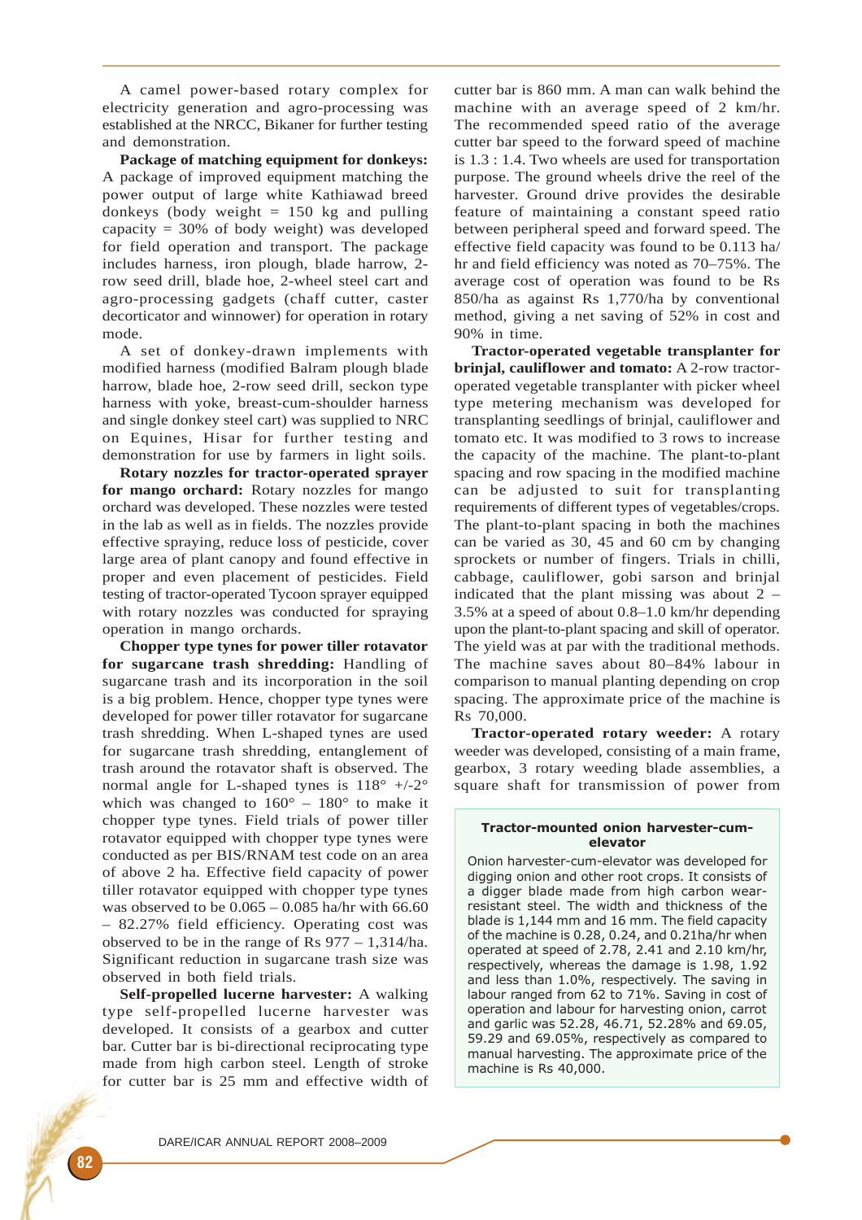A camel power-based rotary complex for electricity generation and agro-processing was established at the NRCC, Bikaner for further testing and demonstration.

**Package of matching equipment for donkeys:** A package of improved equipment matching the power output of large white Kathiawad breed donkeys (body weight = 150 kg and pulling capacity = 30% of body weight) was developed for field operation and transport. The package includes harness, iron plough, blade harrow, 2-row seed drill, blade hoe, 2-wheel steel cart and agro-processing gadgets (chaff cutter, caster decorticator and winnower) for operation in rotary mode.

A set of donkey-drawn implements with modified harness (modified Balram plough blade harrow, blade hoe, 2-row seed drill, seckon type harness with yoke, breast-cum-shoulder harness and single donkey steel cart) was supplied to NRC on Equines, Hisar for further testing and demonstration for use by farmers in light soils.

**Rotary nozzles for tractor-operated sprayer for mango orchard:** Rotary nozzles for mango orchard was developed. These nozzles were tested in the lab as well as in fields. The nozzles provide effective spraying, reduce loss of pesticide, cover large area of plant canopy and found effective in proper and even placement of pesticides. Field testing of tractor-operated Tycoon sprayer equipped with rotary nozzles was conducted for spraying operation in mango orchards.

**Chopper type tynes for power tiller rotavator for sugarcane trash shredding:** Handling of sugarcane trash and its incorporation in the soil is a big problem. Hence, chopper type tynes were developed for power tiller rotavator for sugarcane trash shredding. When L-shaped tynes are used for sugarcane trash shredding, entanglement of trash around the rotavator shaft is observed. The normal angle for L-shaped tynes is 118° +/-2° which was changed to 160° – 180° to make it chopper type tynes. Field trials of power tiller rotavator equipped with chopper type tynes were conducted as per BIS/RNAM test code on an area of above 2 ha. Effective field capacity of power tiller rotavator equipped with chopper type tynes was observed to be 0.065 – 0.085 ha/hr with 66.60 – 82.27% field efficiency. Operating cost was observed to be in the range of Rs 977 – 1,314/ha. Significant reduction in sugarcane trash size was observed in both field trials.

**Self-propelled lucerne harvester:** A walking type self-propelled lucerne harvester was developed. It consists of a gearbox and cutter bar. Cutter bar is bi-directional reciprocating type made from high carbon steel. Length of stroke for cutter bar is 25 mm and effective width of cutter bar is 860 mm. A man can walk behind the machine with an average speed of 2 km/hr. The recommended speed ratio of the average cutter bar speed to the forward speed of machine is 1.3 : 1.4. Two wheels are used for transportation purpose. The ground wheels drive the reel of the harvester. Ground drive provides the desirable feature of maintaining a constant speed ratio between peripheral speed and forward speed. The effective field capacity was found to be 0.113 ha/hr and field efficiency was noted as 70–75%. The average cost of operation was found to be Rs 850/ha as against Rs 1,770/ha by conventional method, giving a net saving of 52% in cost and 90% in time.

**Tractor-operated vegetable transplanter for brinjal, cauliflower and tomato:** A 2-row tractor-operated vegetable transplanter with picker wheel type metering mechanism was developed for transplanting seedlings of brinjal, cauliflower and tomato etc. It was modified to 3 rows to increase the capacity of the machine. The plant-to-plant spacing and row spacing in the modified machine can be adjusted to suit for transplanting requirements of different types of vegetables/crops. The plant-to-plant spacing in both the machines can be varied as 30, 45 and 60 cm by changing sprockets or number of fingers. Trials in chilli, cabbage, cauliflower, gobi sarson and brinjal indicated that the plant missing was about 2 – 3.5% at a speed of about 0.8–1.0 km/hr depending upon the plant-to-plant spacing and skill of operator. The yield was at par with the traditional methods. The machine saves about 80–84% labour in comparison to manual planting depending on crop spacing. The approximate price of the machine is Rs 70,000.

**Tractor-operated rotary weeder:** A rotary weeder was developed, consisting of a main frame, gearbox, 3 rotary weeding blade assemblies, a square shaft for transmission of power from

**Tractor-mounted onion harvester-cum-elevator**

Onion harvester-cum-elevator was developed for digging onion and other root crops. It consists of a digger blade made from high carbon wear-resistant steel. The width and thickness of the blade is 1,144 mm and 16 mm. The field capacity of the machine is 0.28, 0.24, and 0.21ha/hr when operated at speed of 2.78, 2.41 and 2.10 km/hr, respectively, whereas the damage is 1.98, 1.92 and less than 1.0%, respectively. The saving in labour ranged from 62 to 71%. Saving in cost of operation and labour for harvesting onion, carrot and garlic was 52.28, 46.71, 52.28% and 69.05, 59.29 and 69.05%, respectively as compared to manual harvesting. The approximate price of the machine is Rs 40,000.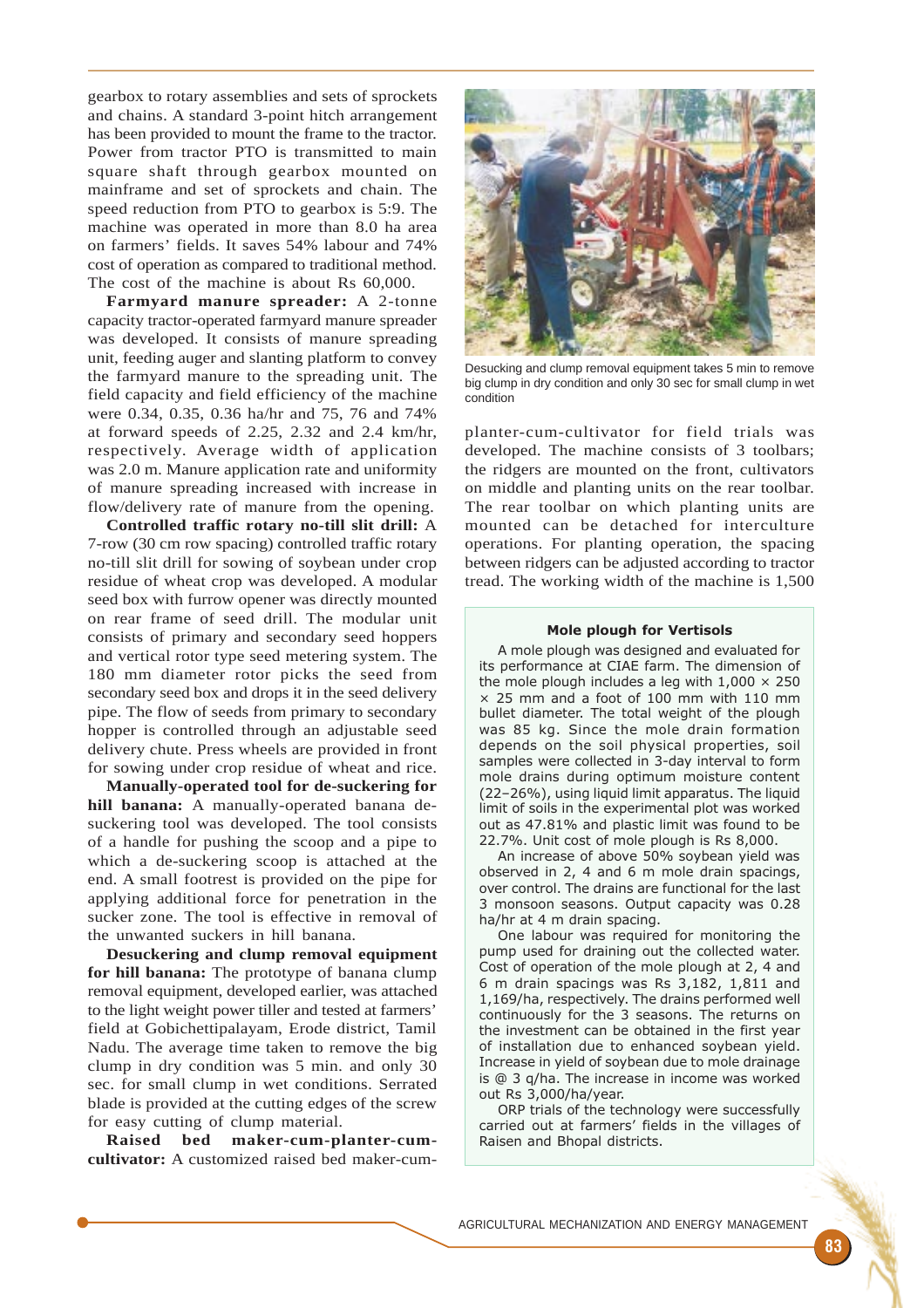gearbox to rotary assemblies and sets of sprockets and chains. A standard 3-point hitch arrangement has been provided to mount the frame to the tractor. Power from tractor PTO is transmitted to main square shaft through gearbox mounted on mainframe and set of sprockets and chain. The speed reduction from PTO to gearbox is 5:9. The machine was operated in more than 8.0 ha area on farmers' fields. It saves 54% labour and 74% cost of operation as compared to traditional method. The cost of the machine is about Rs 60,000.

**Farmyard manure spreader:** A 2-tonne capacity tractor-operated farmyard manure spreader was developed. It consists of manure spreading unit, feeding auger and slanting platform to convey the farmyard manure to the spreading unit. The field capacity and field efficiency of the machine were 0.34, 0.35, 0.36 ha/hr and 75, 76 and 74% at forward speeds of 2.25, 2.32 and 2.4 km/hr, respectively. Average width of application was 2.0 m. Manure application rate and uniformity of manure spreading increased with increase in flow/delivery rate of manure from the opening.

**Controlled traffic rotary no-till slit drill:** A 7-row (30 cm row spacing) controlled traffic rotary no-till slit drill for sowing of soybean under crop residue of wheat crop was developed. A modular seed box with furrow opener was directly mounted on rear frame of seed drill. The modular unit consists of primary and secondary seed hoppers and vertical rotor type seed metering system. The 180 mm diameter rotor picks the seed from secondary seed box and drops it in the seed delivery pipe. The flow of seeds from primary to secondary hopper is controlled through an adjustable seed delivery chute. Press wheels are provided in front for sowing under crop residue of wheat and rice.

**Manually-operated tool for de-suckering for hill banana:** A manually-operated banana de-suckering tool was developed. The tool consists of a handle for pushing the scoop and a pipe to which a de-suckering scoop is attached at the end. A small footrest is provided on the pipe for applying additional force for penetration in the sucker zone. The tool is effective in removal of the unwanted suckers in hill banana.

**Desuckering and clump removal equipment for hill banana:** The prototype of banana clump removal equipment, developed earlier, was attached to the light weight power tiller and tested at farmers' field at Gobichettipalayam, Erode district, Tamil Nadu. The average time taken to remove the big clump in dry condition was 5 min. and only 30 sec. for small clump in wet conditions. Serrated blade is provided at the cutting edges of the screw for easy cutting of clump material.

**Raised bed maker-cum-planter-cum-cultivator:** A customized raised bed maker-cum-planter-cum-cultivator for field trials was developed. The machine consists of 3 toolbars; the ridgers are mounted on the front, cultivators on middle and planting units on the rear toolbar. The rear toolbar on which planting units are mounted can be detached for interculture operations. For planting operation, the spacing between ridgers can be adjusted according to tractor tread. The working width of the machine is 1,500

Desucking and clump removal equipment takes 5 min to remove big clump in dry condition and only 30 sec for small clump in wet condition

### Mole plough for Vertisols

A mole plough was designed and evaluated for its performance at CIAE farm. The dimension of the mole plough includes a leg with 1,000 × 250 × 25 mm and a foot of 100 mm with 110 mm bullet diameter. The total weight of the plough was 85 kg. Since the mole drain formation depends on the soil physical properties, soil samples were collected in 3-day interval to form mole drains during optimum moisture content (22–26%), using liquid limit apparatus. The liquid limit of soils in the experimental plot was worked out as 47.81% and plastic limit was found to be 22.7%. Unit cost of mole plough is Rs 8,000.

An increase of above 50% soybean yield was observed in 2, 4 and 6 m mole drain spacings, over control. The drains are functional for the last 3 monsoon seasons. Output capacity was 0.28 ha/hr at 4 m drain spacing.

One labour was required for monitoring the pump used for draining out the collected water. Cost of operation of the mole plough at 2, 4 and 6 m drain spacings was Rs 3,182, 1,811 and 1,169/ha, respectively. The drains performed well continuously for the 3 seasons. The returns on the investment can be obtained in the first year of installation due to enhanced soybean yield. Increase in yield of soybean due to mole drainage is @ 3 q/ha. The increase in income was worked out Rs 3,000/ha/year.

ORP trials of the technology were successfully carried out at farmers' fields in the villages of Raisen and Bhopal districts.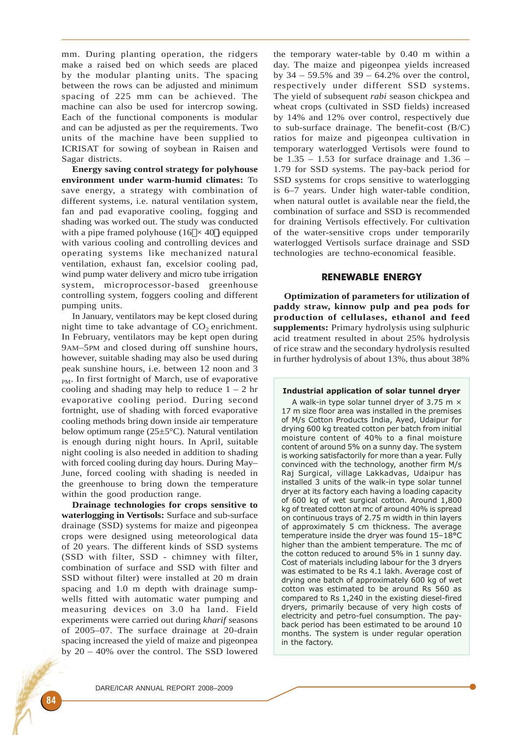mm. During planting operation, the ridgers make a raised bed on which seeds are placed by the modular planting units. The spacing between the rows can be adjusted and minimum spacing of 225 mm can be achieved. The machine can also be used for intercrop sowing. Each of the functional components is modular and can be adjusted as per the requirements. Two units of the machine have been supplied to ICRISAT for sowing of soybean in Raisen and Sagar districts.

**Energy saving control strategy for polyhouse environment under warm-humid climates:** To save energy, a strategy with combination of different systems, i.e. natural ventilation system, fan and pad evaporative cooling, fogging and shading was worked out. The study was conducted with a pipe framed polyhouse (16 × 40) equipped with various cooling and controlling devices and operating systems like mechanized natural ventilation, exhaust fan, excelsior cooling pad, wind pump water delivery and micro tube irrigation system, microprocessor-based greenhouse controlling system, foggers cooling and different pumping units.

In January, ventilators may be kept closed during night time to take advantage of $CO_2$ enrichment. In February, ventilators may be kept open during 9AM–5PM and closed during off sunshine hours, however, suitable shading may also be used during peak sunshine hours, i.e. between 12 noon and 3 PM. In first fortnight of March, use of evaporative cooling and shading may help to reduce 1 – 2 hr evaporative cooling period. During second fortnight, use of shading with forced evaporative cooling methods bring down inside air temperature below optimum range (25±5°C). Natural ventilation is enough during night hours. In April, suitable night cooling is also needed in addition to shading with forced cooling during day hours. During May–June, forced cooling with shading is needed in the greenhouse to bring down the temperature within the good production range.

**Drainage technologies for crops sensitive to waterlogging in Vertisols:** Surface and sub-surface drainage (SSD) systems for maize and pigeonpea crops were designed using meteorological data of 20 years. The different kinds of SSD systems (SSD with filter, SSD - chimney with filter, combination of surface and SSD with filter and SSD without filter) were installed at 20 m drain spacing and 1.0 m depth with drainage sump-wells fitted with automatic water pumping and measuring devices on 3.0 ha land. Field experiments were carried out during *kharif* seasons of 2005–07. The surface drainage at 20-drain spacing increased the yield of maize and pigeonpea by 20 – 40% over the control. The SSD lowered the temporary water-table by 0.40 m within a day. The maize and pigeonpea yields increased by 34 – 59.5% and 39 – 64.2% over the control, respectively under different SSD systems. The yield of subsequent *rabi* season chickpea and wheat crops (cultivated in SSD fields) increased by 14% and 12% over control, respectively due to sub-surface drainage. The benefit-cost (B/C) ratios for maize and pigeonpea cultivation in temporary waterlogged Vertisols were found to be 1.35 – 1.53 for surface drainage and 1.36 – 1.79 for SSD systems. The pay-back period for SSD systems for crops sensitive to waterlogging is 6–7 years. Under high water-table condition, when natural outlet is available near the field, the combination of surface and SSD is recommended for draining Vertisols effectively. For cultivation of the water-sensitive crops under temporarily waterlogged Vertisols surface drainage and SSD technologies are techno-economical feasible.

## RENEWABLE ENERGY

**Optimization of parameters for utilization of paddy straw, kinnow pulp and pea pods for production of cellulases, ethanol and feed supplements:** Primary hydrolysis using sulphuric acid treatment resulted in about 25% hydrolysis of rice straw and the secondary hydrolysis resulted in further hydrolysis of about 13%, thus about 38%

**Industrial application of solar tunnel dryer**

A walk-in type solar tunnel dryer of 3.75 m × 17 m size floor area was installed in the premises of M/s Cotton Products India, Ayed, Udaipur for drying 600 kg treated cotton per batch from initial moisture content of 40% to a final moisture content of around 5% on a sunny day. The system is working satisfactorily for more than a year. Fully convinced with the technology, another firm M/s Raj Surgical, village Lakkadvas, Udaipur has installed 3 units of the walk-in type solar tunnel dryer at its factory each having a loading capacity of 600 kg of wet surgical cotton. Around 1,800 kg of treated cotton at mc of around 40% is spread on continuous trays of 2.75 m width in thin layers of approximately 5 cm thickness. The average temperature inside the dryer was found 15–18°C higher than the ambient temperature. The mc of the cotton reduced to around 5% in 1 sunny day. Cost of materials including labour for the 3 dryers was estimated to be Rs 4.1 lakh. Average cost of drying one batch of approximately 600 kg of wet cotton was estimated to be around Rs 560 as compared to Rs 1,240 in the existing diesel-fired dryers, primarily because of very high costs of electricity and petro-fuel consumption. The pay-back period has been estimated to be around 10 months. The system is under regular operation in the factory.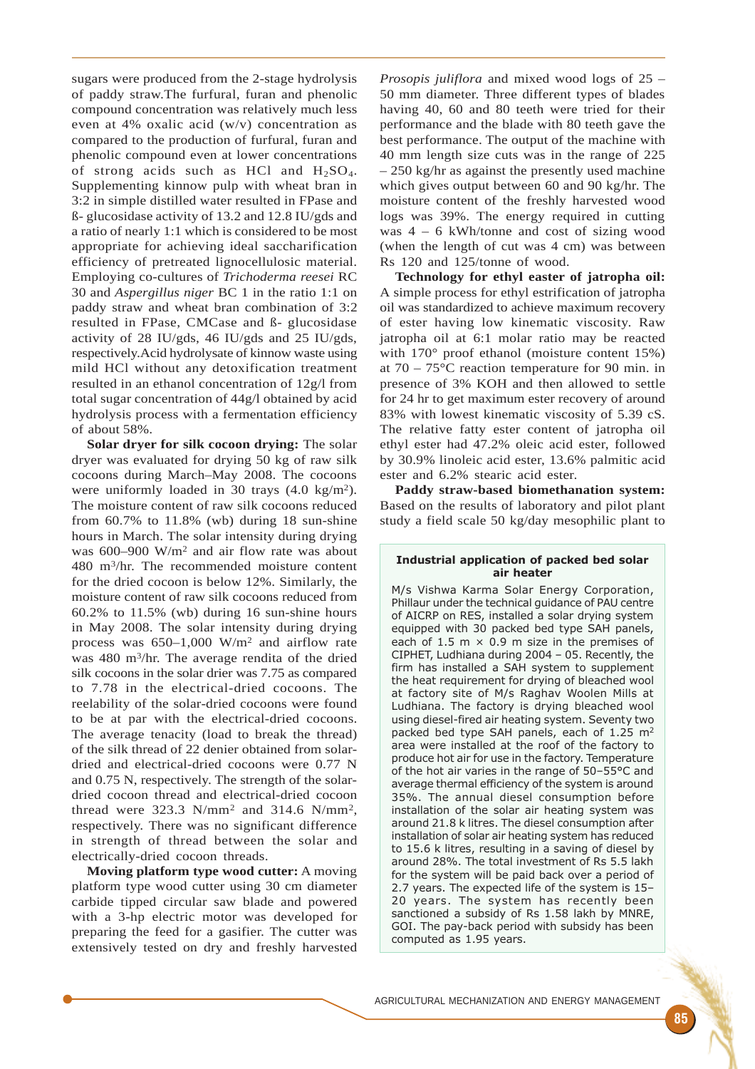sugars were produced from the 2-stage hydrolysis of paddy straw.The furfural, furan and phenolic compound concentration was relatively much less even at 4% oxalic acid (w/v) concentration as compared to the production of furfural, furan and phenolic compound even at lower concentrations of strong acids such as HCl and $H_2SO_4$. Supplementing kinnow pulp with wheat bran in 3:2 in simple distilled water resulted in FPase and ß- glucosidase activity of 13.2 and 12.8 IU/gds and a ratio of nearly 1:1 which is considered to be most appropriate for achieving ideal saccharification efficiency of pretreated lignocellulosic material. Employing co-cultures of *Trichoderma reesei* RC 30 and *Aspergillus niger* BC 1 in the ratio 1:1 on paddy straw and wheat bran combination of 3:2 resulted in FPase, CMCase and ß- glucosidase activity of 28 IU/gds, 46 IU/gds and 25 IU/gds, respectively.Acid hydrolysate of kinnow waste using mild HCl without any detoxification treatment resulted in an ethanol concentration of 12g/l from total sugar concentration of 44g/l obtained by acid hydrolysis process with a fermentation efficiency of about 58%.

**Solar dryer for silk cocoon drying:** The solar dryer was evaluated for drying 50 kg of raw silk cocoons during March–May 2008. The cocoons were uniformly loaded in 30 trays (4.0 kg/m$^2$). The moisture content of raw silk cocoons reduced from 60.7% to 11.8% (wb) during 18 sun-shine hours in March. The solar intensity during drying was 600–900 W/m$^2$ and air flow rate was about 480 m$^3$/hr. The recommended moisture content for the dried cocoon is below 12%. Similarly, the moisture content of raw silk cocoons reduced from 60.2% to 11.5% (wb) during 16 sun-shine hours in May 2008. The solar intensity during drying process was 650–1,000 W/m$^2$ and airflow rate was 480 m$^3$/hr. The average rendita of the dried silk cocoons in the solar drier was 7.75 as compared to 7.78 in the electrical-dried cocoons. The reelability of the solar-dried cocoons were found to be at par with the electrical-dried cocoons. The average tenacity (load to break the thread) of the silk thread of 22 denier obtained from solar-dried and electrical-dried cocoons were 0.77 N and 0.75 N, respectively. The strength of the solar-dried cocoon thread and electrical-dried cocoon thread were 323.3 N/mm$^2$ and 314.6 N/mm$^2$, respectively. There was no significant difference in strength of thread between the solar and electrically-dried cocoon threads.

**Moving platform type wood cutter:** A moving platform type wood cutter using 30 cm diameter carbide tipped circular saw blade and powered with a 3-hp electric motor was developed for preparing the feed for a gasifier. The cutter was extensively tested on dry and freshly harvested *Prosopis juliflora* and mixed wood logs of 25 – 50 mm diameter. Three different types of blades having 40, 60 and 80 teeth were tried for their performance and the blade with 80 teeth gave the best performance. The output of the machine with 40 mm length size cuts was in the range of 225 – 250 kg/hr as against the presently used machine which gives output between 60 and 90 kg/hr. The moisture content of the freshly harvested wood logs was 39%. The energy required in cutting was 4 – 6 kWh/tonne and cost of sizing wood (when the length of cut was 4 cm) was between Rs 120 and 125/tonne of wood.

**Technology for ethyl easter of jatropha oil:** A simple process for ethyl estrification of jatropha oil was standardized to achieve maximum recovery of ester having low kinematic viscosity. Raw jatropha oil at 6:1 molar ratio may be reacted with 170° proof ethanol (moisture content 15%) at 70 – 75°C reaction temperature for 90 min. in presence of 3% KOH and then allowed to settle for 24 hr to get maximum ester recovery of around 83% with lowest kinematic viscosity of 5.39 cS. The relative fatty ester content of jatropha oil ethyl ester had 47.2% oleic acid ester, followed by 30.9% linoleic acid ester, 13.6% palmitic acid ester and 6.2% stearic acid ester.

**Paddy straw-based biomethanation system:** Based on the results of laboratory and pilot plant study a field scale 50 kg/day mesophilic plant to

**Industrial application of packed bed solar air heater**

M/s Vishwa Karma Solar Energy Corporation, Phillaur under the technical guidance of PAU centre of AICRP on RES, installed a solar drying system equipped with 30 packed bed type SAH panels, each of 1.5 m × 0.9 m size in the premises of CIPHET, Ludhiana during 2004 – 05. Recently, the firm has installed a SAH system to supplement the heat requirement for drying of bleached wool at factory site of M/s Raghav Woolen Mills at Ludhiana. The factory is drying bleached wool using diesel-fired air heating system. Seventy two packed bed type SAH panels, each of 1.25 m$^2$ area were installed at the roof of the factory to produce hot air for use in the factory. Temperature of the hot air varies in the range of 50–55°C and average thermal efficiency of the system is around 35%. The annual diesel consumption before installation of the solar air heating system was around 21.8 k litres. The diesel consumption after installation of solar air heating system has reduced to 15.6 k litres, resulting in a saving of diesel by around 28%. The total investment of Rs 5.5 lakh for the system will be paid back over a period of 2.7 years. The expected life of the system is 15–20 years. The system has recently been sanctioned a subsidy of Rs 1.58 lakh by MNRE, GOI. The pay-back period with subsidy has been computed as 1.95 years.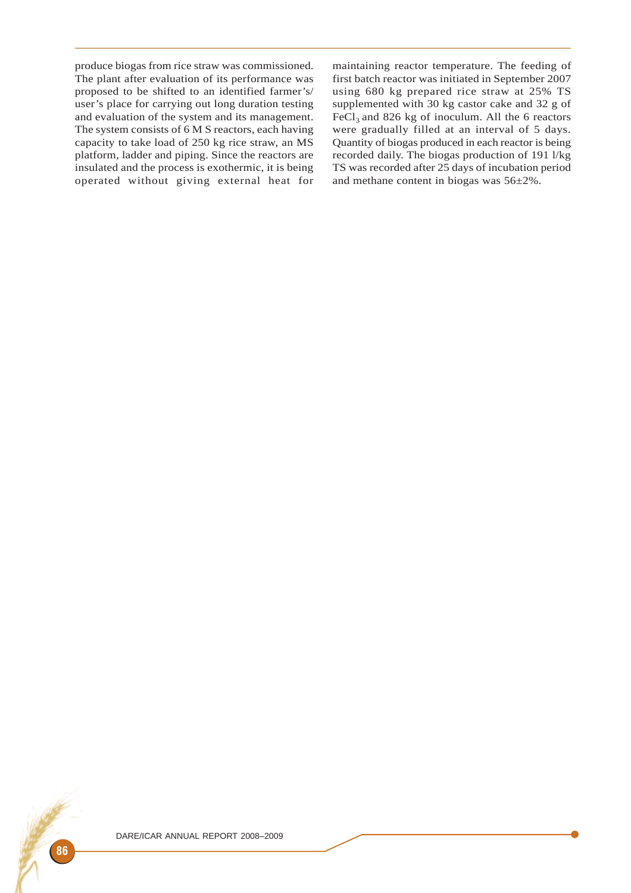produce biogas from rice straw was commissioned. The plant after evaluation of its performance was proposed to be shifted to an identified farmer's/ user's place for carrying out long duration testing and evaluation of the system and its management. The system consists of 6 M S reactors, each having capacity to take load of 250 kg rice straw, an MS platform, ladder and piping. Since the reactors are insulated and the process is exothermic, it is being operated without giving external heat for maintaining reactor temperature. The feeding of first batch reactor was initiated in September 2007 using 680 kg prepared rice straw at 25% TS supplemented with 30 kg castor cake and 32 g of $FeCl_3$ and 826 kg of inoculum. All the 6 reactors were gradually filled at an interval of 5 days. Quantity of biogas produced in each reactor is being recorded daily. The biogas production of 191 l/kg TS was recorded after 25 days of incubation period and methane content in biogas was 56±2%.